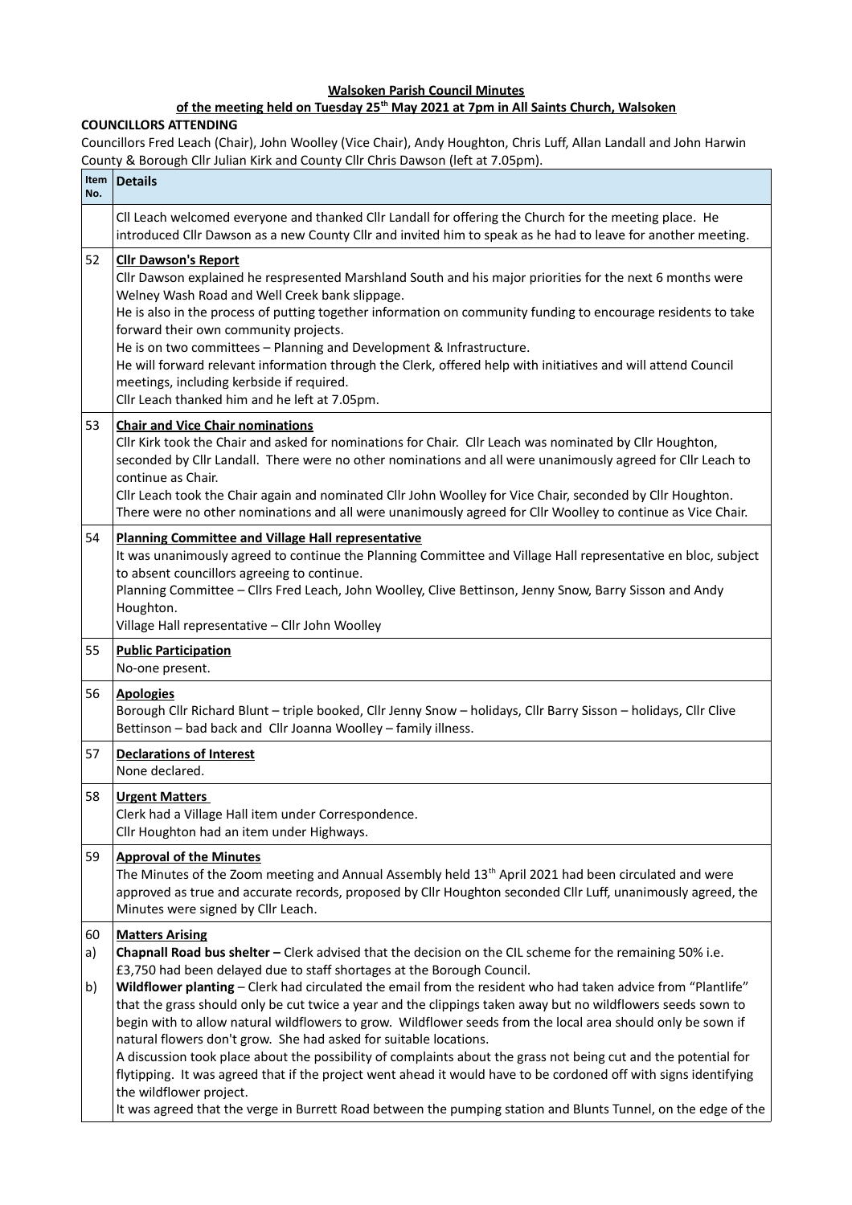**Walsoken Parish Council Minutes**

**of the meeting held on Tuesday 25th May 2021 at 7pm in All Saints Church, Walsoken**

**COUNCILLORS ATTENDING**

Councillors Fred Leach (Chair), John Woolley (Vice Chair), Andy Houghton, Chris Luff, Allan Landall and John Harwin
County & Borough Cllr Julian Kirk and County Cllr Chris Dawson (left at 7.05pm).

| Item No. | Details |
|---|---|
| | Cll Leach welcomed everyone and thanked Cllr Landall for offering the Church for the meeting place. He introduced Cllr Dawson as a new County Cllr and invited him to speak as he had to leave for another meeting. |
| 52 | **Cllr Dawson's Report**<br>Cllr Dawson explained he respresented Marshland South and his major priorities for the next 6 months were Welney Wash Road and Well Creek bank slippage.<br>He is also in the process of putting together information on community funding to encourage residents to take forward their own community projects.<br>He is on two committees – Planning and Development & Infrastructure.<br>He will forward relevant information through the Clerk, offered help with initiatives and will attend Council meetings, including kerbside if required.<br>Cllr Leach thanked him and he left at 7.05pm. |
| 53 | **Chair and Vice Chair nominations**<br>Cllr Kirk took the Chair and asked for nominations for Chair. Cllr Leach was nominated by Cllr Houghton, seconded by Cllr Landall. There were no other nominations and all were unanimously agreed for Cllr Leach to continue as Chair.<br>Cllr Leach took the Chair again and nominated Cllr John Woolley for Vice Chair, seconded by Cllr Houghton. There were no other nominations and all were unanimously agreed for Cllr Woolley to continue as Vice Chair. |
| 54 | **Planning Committee and Village Hall representative**<br>It was unanimously agreed to continue the Planning Committee and Village Hall representative en bloc, subject to absent councillors agreeing to continue.<br>Planning Committee – Cllrs Fred Leach, John Woolley, Clive Bettinson, Jenny Snow, Barry Sisson and Andy Houghton.<br>Village Hall representative – Cllr John Woolley |
| 55 | **Public Participation**<br>No-one present. |
| 56 | **Apologies**<br>Borough Cllr Richard Blunt – triple booked, Cllr Jenny Snow – holidays, Cllr Barry Sisson – holidays, Cllr Clive Bettinson – bad back and Cllr Joanna Woolley – family illness. |
| 57 | **Declarations of Interest**<br>None declared. |
| 58 | **Urgent Matters**<br>Clerk had a Village Hall item under Correspondence.<br>Cllr Houghton had an item under Highways. |
| 59 | **Approval of the Minutes**<br>The Minutes of the Zoom meeting and Annual Assembly held 13th April 2021 had been circulated and were approved as true and accurate records, proposed by Cllr Houghton seconded Cllr Luff, unanimously agreed, the Minutes were signed by Cllr Leach. |
| 60<br>a)<br><br>b) | **Matters Arising**<br>**Chapnall Road bus shelter –** Clerk advised that the decision on the CIL scheme for the remaining 50% i.e. £3,750 had been delayed due to staff shortages at the Borough Council.<br>**Wildflower planting** – Clerk had circulated the email from the resident who had taken advice from "Plantlife" that the grass should only be cut twice a year and the clippings taken away but no wildflowers seeds sown to begin with to allow natural wildflowers to grow. Wildflower seeds from the local area should only be sown if natural flowers don't grow. She had asked for suitable locations.<br>A discussion took place about the possibility of complaints about the grass not being cut and the potential for flytipping. It was agreed that if the project went ahead it would have to be cordoned off with signs identifying the wildflower project.<br>It was agreed that the verge in Burrett Road between the pumping station and Blunts Tunnel, on the edge of the |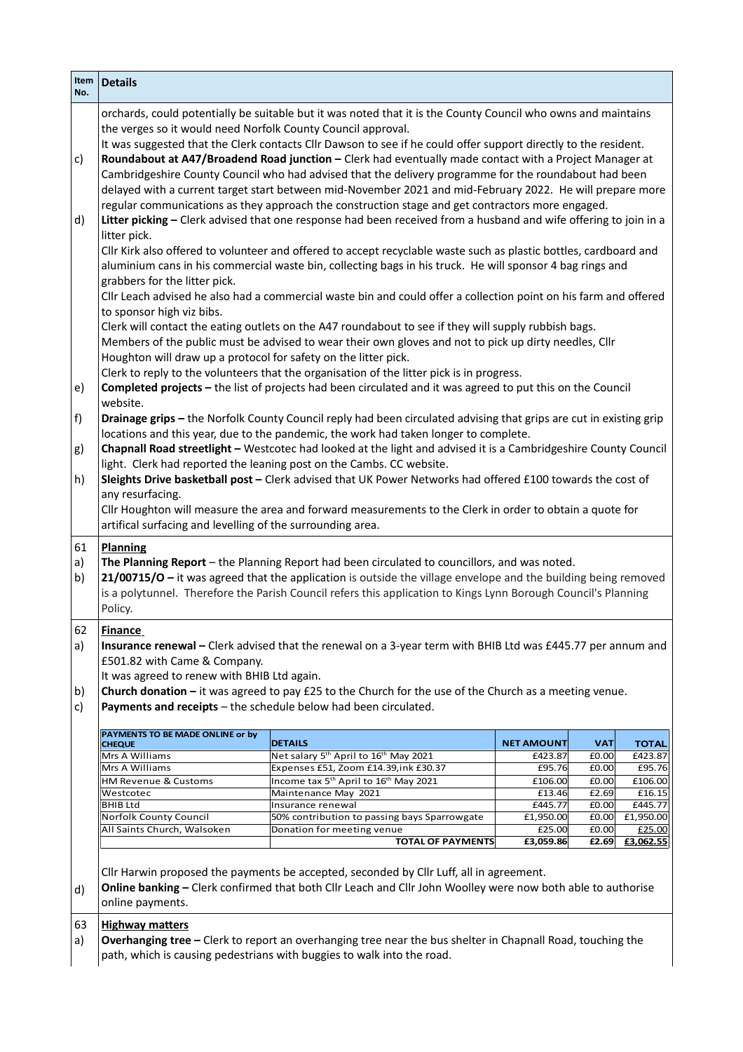| Item No. | Details |
|---|---|
| | orchards, could potentially be suitable but it was noted that it is the County Council who owns and maintains the verges so it would need Norfolk County Council approval. |
| | It was suggested that the Clerk contacts Cllr Dawson to see if he could offer support directly to the resident. |
| c) | **Roundabout at A47/Broadend Road junction –** Clerk had eventually made contact with a Project Manager at Cambridgeshire County Council who had advised that the delivery programme for the roundabout had been delayed with a current target start between mid-November 2021 and mid-February 2022. He will prepare more regular communications as they approach the construction stage and get contractors more engaged. |
| d) | **Litter picking –** Clerk advised that one response had been received from a husband and wife offering to join in a litter pick.<br>Cllr Kirk also offered to volunteer and offered to accept recyclable waste such as plastic bottles, cardboard and aluminium cans in his commercial waste bin, collecting bags in his truck. He will sponsor 4 bag rings and grabbers for the litter pick.<br>Cllr Leach advised he also had a commercial waste bin and could offer a collection point on his farm and offered to sponsor high viz bibs.<br>Clerk will contact the eating outlets on the A47 roundabout to see if they will supply rubbish bags.<br>Members of the public must be advised to wear their own gloves and not to pick up dirty needles, Cllr Houghton will draw up a protocol for safety on the litter pick.<br>Clerk to reply to the volunteers that the organisation of the litter pick is in progress. |
| e) | **Completed projects –** the list of projects had been circulated and it was agreed to put this on the Council website. |
| f) | **Drainage grips –** the Norfolk County Council reply had been circulated advising that grips are cut in existing grip locations and this year, due to the pandemic, the work had taken longer to complete. |
| g) | **Chapnall Road streetlight –** Westcotec had looked at the light and advised it is a Cambridgeshire County Council light. Clerk had reported the leaning post on the Cambs. CC website. |
| h) | **Sleights Drive basketball post –** Clerk advised that UK Power Networks had offered £100 towards the cost of any resurfacing.<br>Cllr Houghton will measure the area and forward measurements to the Clerk in order to obtain a quote for artifical surfacing and levelling of the surrounding area. |
| 61 | **<u>Planning</u>** |
| a) | **The Planning Report** – the Planning Report had been circulated to councillors, and was noted. |
| b) | **21/00715/O –** it was agreed that the application is outside the village envelope and the building being removed is a polytunnel. Therefore the Parish Council refers this application to Kings Lynn Borough Council's Planning Policy. |
| 62 | **<u>Finance</u>** |
| a) | **Insurance renewal –** Clerk advised that the renewal on a 3-year term with BHIB Ltd was £445.77 per annum and £501.82 with Came & Company.<br>It was agreed to renew with BHIB Ltd again. |
| b) | **Church donation –** it was agreed to pay £25 to the Church for the use of the Church as a meeting venue. |
| c) | **Payments and receipts** – the schedule below had been circulated. |

| PAYMENTS TO BE MADE ONLINE or by CHEQUE | DETAILS | NET AMOUNT | VAT | TOTAL |
|---|---|---|---|---|
| Mrs A Williams | Net salary 5th April to 16th May 2021 | £423.87 | £0.00 | £423.87 |
| Mrs A Williams | Expenses £51, Zoom £14.39,ink £30.37 | £95.76 | £0.00 | £95.76 |
| HM Revenue & Customs | Income tax 5th April to 16th May 2021 | £106.00 | £0.00 | £106.00 |
| Westcotec | Maintenance May 2021 | £13.46 | £2.69 | £16.15 |
| BHIB Ltd | Insurance renewal | £445.77 | £0.00 | £445.77 |
| Norfolk County Council | 50% contribution to passing bays Sparrowgate | £1,950.00 | £0.00 | £1,950.00 |
| All Saints Church, Walsoken | Donation for meeting venue | £25.00 | £0.00 | £25.00 |
| | **TOTAL OF PAYMENTS** | **£3,059.86** | **£2.69** | **£3,062.55** |

| Item No. | Details |
|---|---|
| | Cllr Harwin proposed the payments be accepted, seconded by Cllr Luff, all in agreement. |
| d) | **Online banking –** Clerk confirmed that both Cllr Leach and Cllr John Woolley were now both able to authorise online payments. |
| 63 | **<u>Highway matters</u>** |
| a) | **Overhanging tree –** Clerk to report an overhanging tree near the bus shelter in Chapnall Road, touching the path, which is causing pedestrians with buggies to walk into the road. |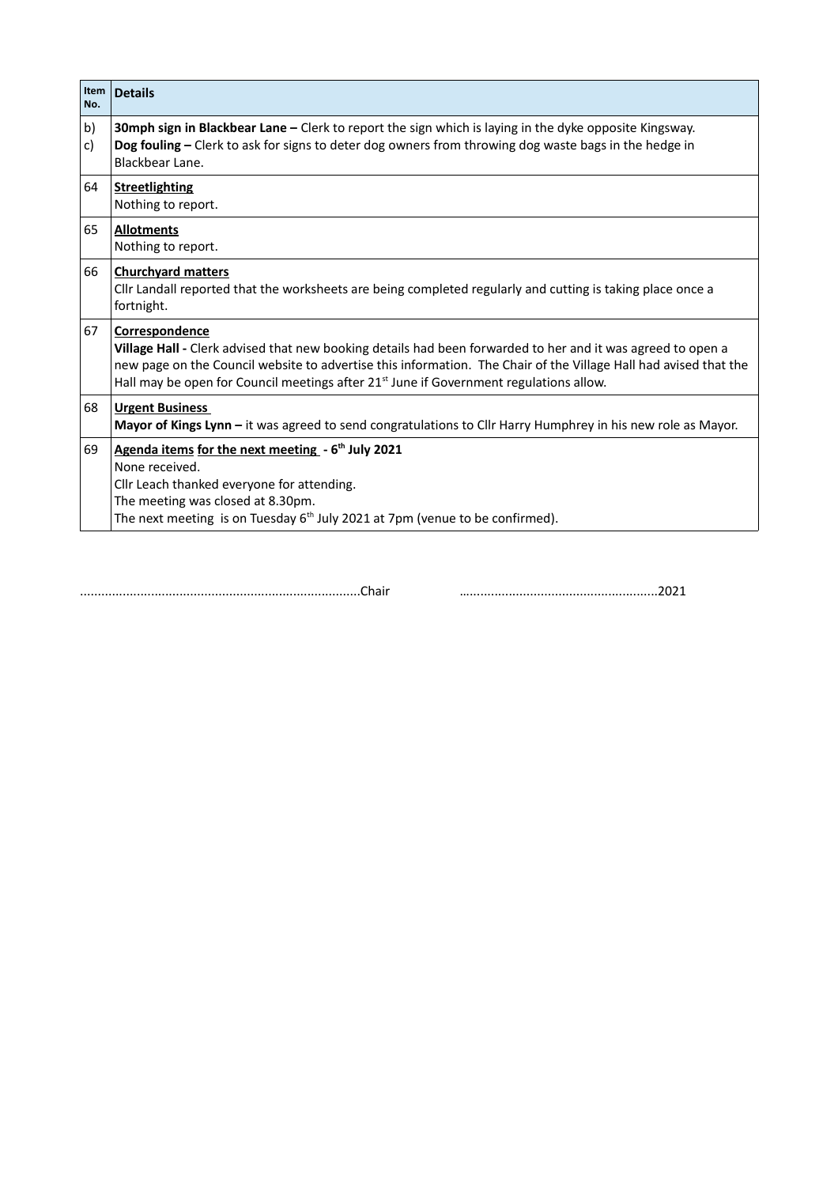| Item No. | Details |
|---|---|
| b)<br>c) | **30mph sign in Blackbear Lane –** Clerk to report the sign which is laying in the dyke opposite Kingsway.<br>**Dog fouling –** Clerk to ask for signs to deter dog owners from throwing dog waste bags in the hedge in Blackbear Lane. |
| 64 | **<u>Streetlighting</u>**<br>Nothing to report. |
| 65 | **<u>Allotments</u>**<br>Nothing to report. |
| 66 | **<u>Churchyard matters</u>**<br>Cllr Landall reported that the worksheets are being completed regularly and cutting is taking place once a fortnight. |
| 67 | **<u>Correspondence</u>**<br>**Village Hall -** Clerk advised that new booking details had been forwarded to her and it was agreed to open a new page on the Council website to advertise this information. The Chair of the Village Hall had avised that the Hall may be open for Council meetings after 21st June if Government regulations allow. |
| 68 | **<u>Urgent Business</u>**<br>**Mayor of Kings Lynn –** it was agreed to send congratulations to Cllr Harry Humphrey in his new role as Mayor. |
| 69 | **<u>Agenda items for the next meeting</u> - 6th July 2021**<br>None received.<br>Cllr Leach thanked everyone for attending.<br>The meeting was closed at 8.30pm.<br>The next meeting is on Tuesday 6th July 2021 at 7pm (venue to be confirmed). |

..............................................................................Chair ……..................................................2021